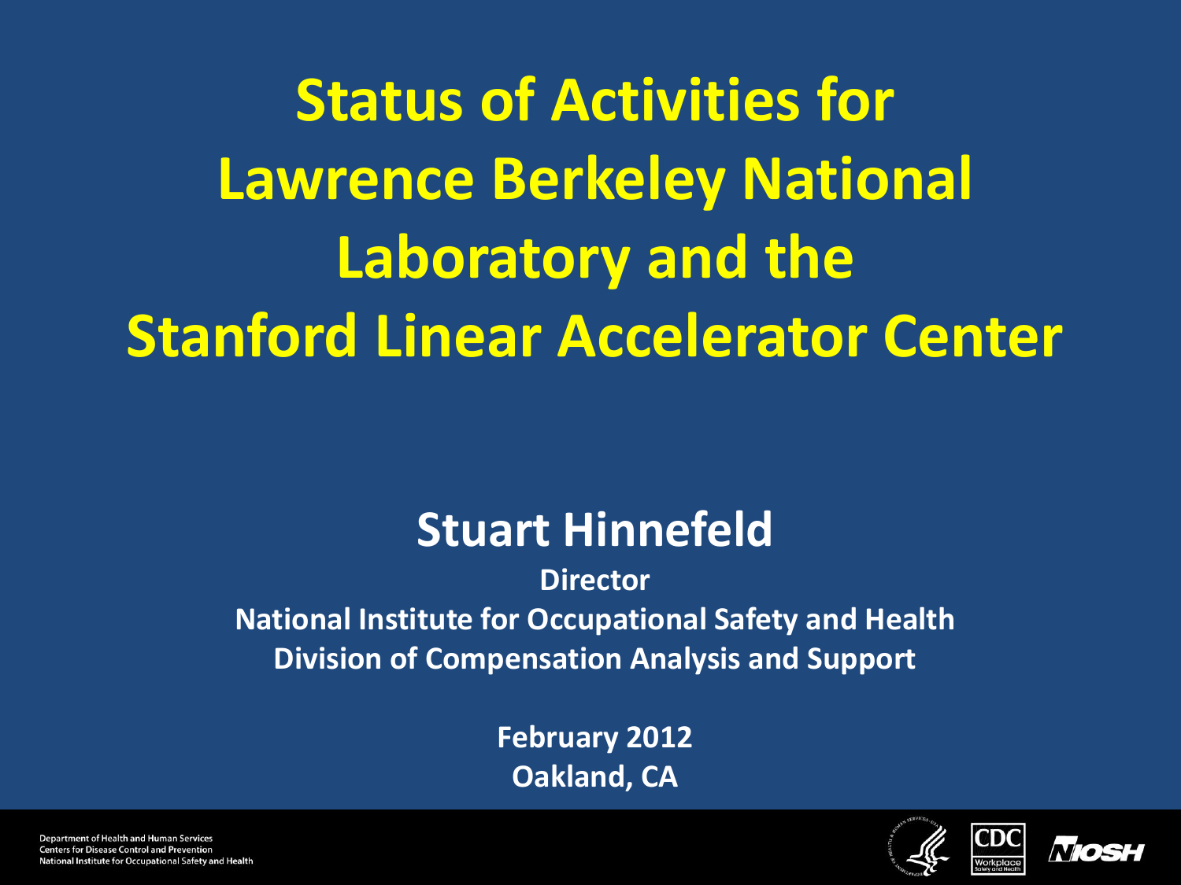# Status of Activities for Lawrence Berkeley National Laboratory and the Stanford Linear Accelerator Center

## Stuart Hinnefeld

**Director**

**National Institute for Occupational Safety and Health**

**Division of Compensation Analysis and Support**

**February 2012**

**Oakland, CA**

Department of Health and Human Services
Centers for Disease Control and Prevention
National Institute for Occupational Safety and Health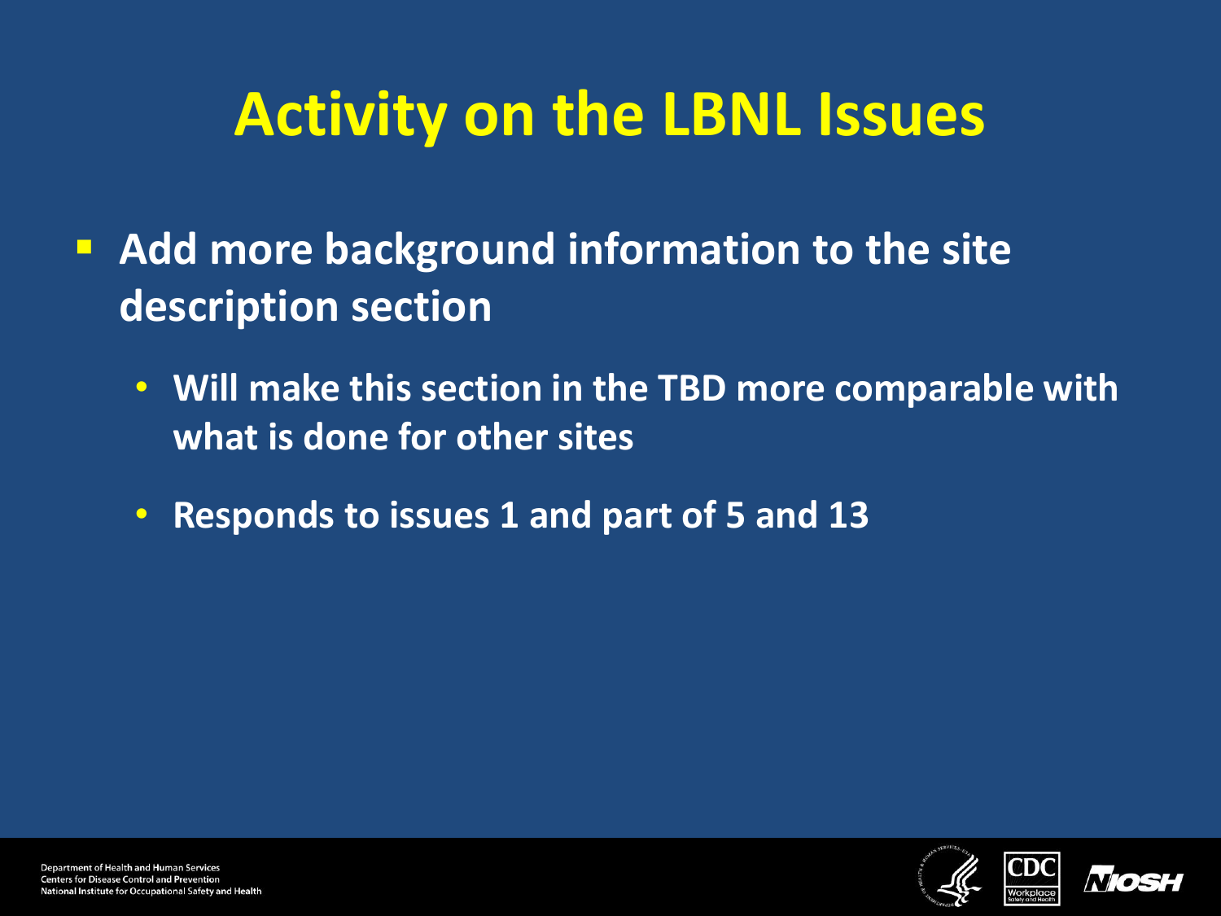# Activity on the LBNL Issues

- Add more background information to the site description section
  - Will make this section in the TBD more comparable with what is done for other sites
  - Responds to issues 1 and part of 5 and 13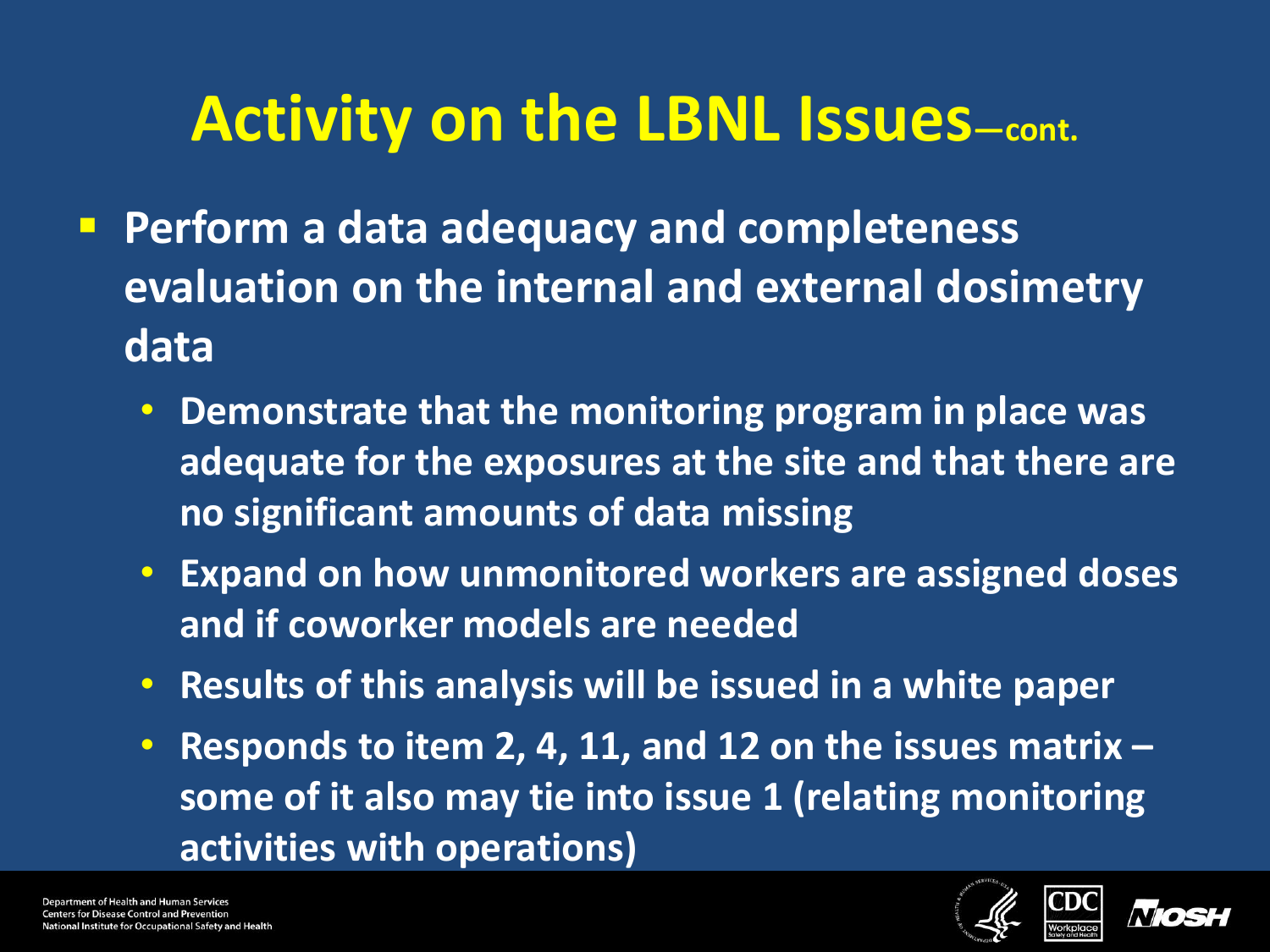# Activity on the LBNL Issues—cont.

- **Perform a data adequacy and completeness evaluation on the internal and external dosimetry data**
  - **Demonstrate that the monitoring program in place was adequate for the exposures at the site and that there are no significant amounts of data missing**
  - **Expand on how unmonitored workers are assigned doses and if coworker models are needed**
  - **Results of this analysis will be issued in a white paper**
  - **Responds to item 2, 4, 11, and 12 on the issues matrix – some of it also may tie into issue 1 (relating monitoring activities with operations)**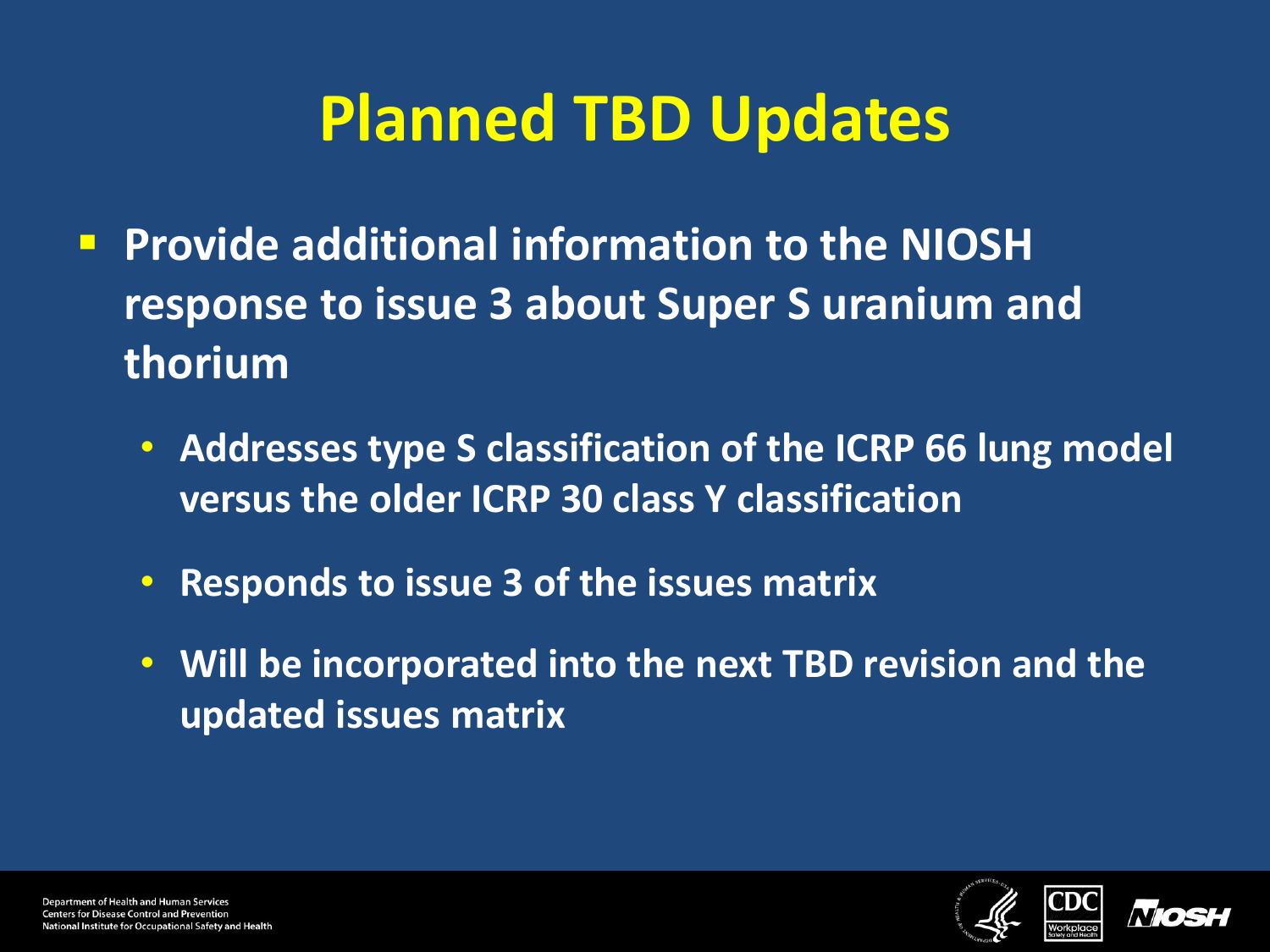# Planned TBD Updates

- **Provide additional information to the NIOSH response to issue 3 about Super S uranium and thorium**
  - **Addresses type S classification of the ICRP 66 lung model versus the older ICRP 30 class Y classification**
  - **Responds to issue 3 of the issues matrix**
  - **Will be incorporated into the next TBD revision and the updated issues matrix**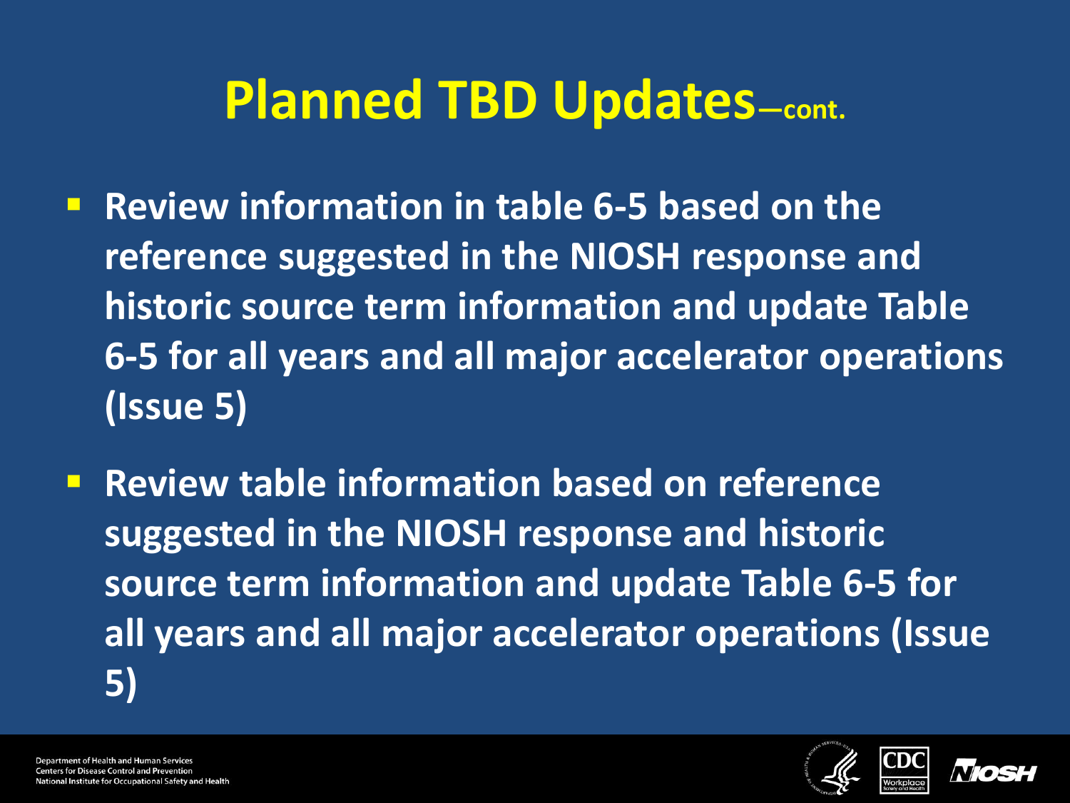# Planned TBD Updates—cont.

- Review information in table 6-5 based on the reference suggested in the NIOSH response and historic source term information and update Table 6-5 for all years and all major accelerator operations (Issue 5)
- Review table information based on reference suggested in the NIOSH response and historic source term information and update Table 6-5 for all years and all major accelerator operations (Issue 5)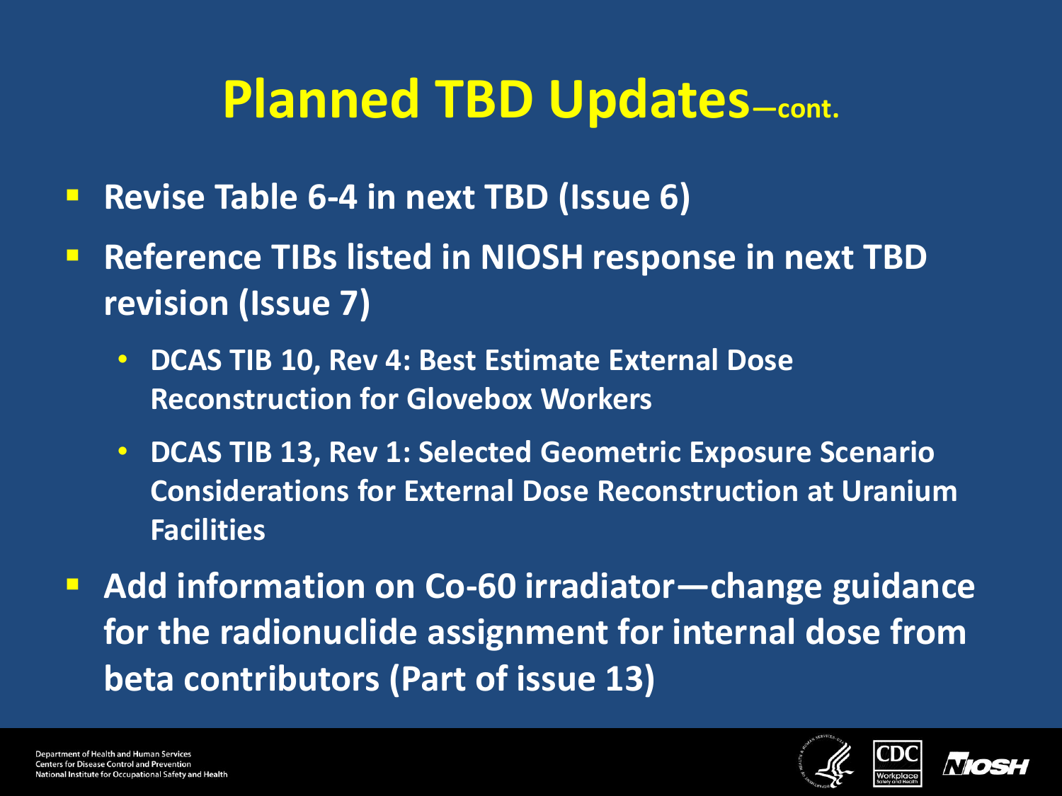# Planned TBD Updates—cont.

- Revise Table 6-4 in next TBD (Issue 6)
- Reference TIBs listed in NIOSH response in next TBD revision (Issue 7)
  - DCAS TIB 10, Rev 4: Best Estimate External Dose Reconstruction for Glovebox Workers
  - DCAS TIB 13, Rev 1: Selected Geometric Exposure Scenario Considerations for External Dose Reconstruction at Uranium Facilities
- Add information on Co-60 irradiator—change guidance for the radionuclide assignment for internal dose from beta contributors (Part of issue 13)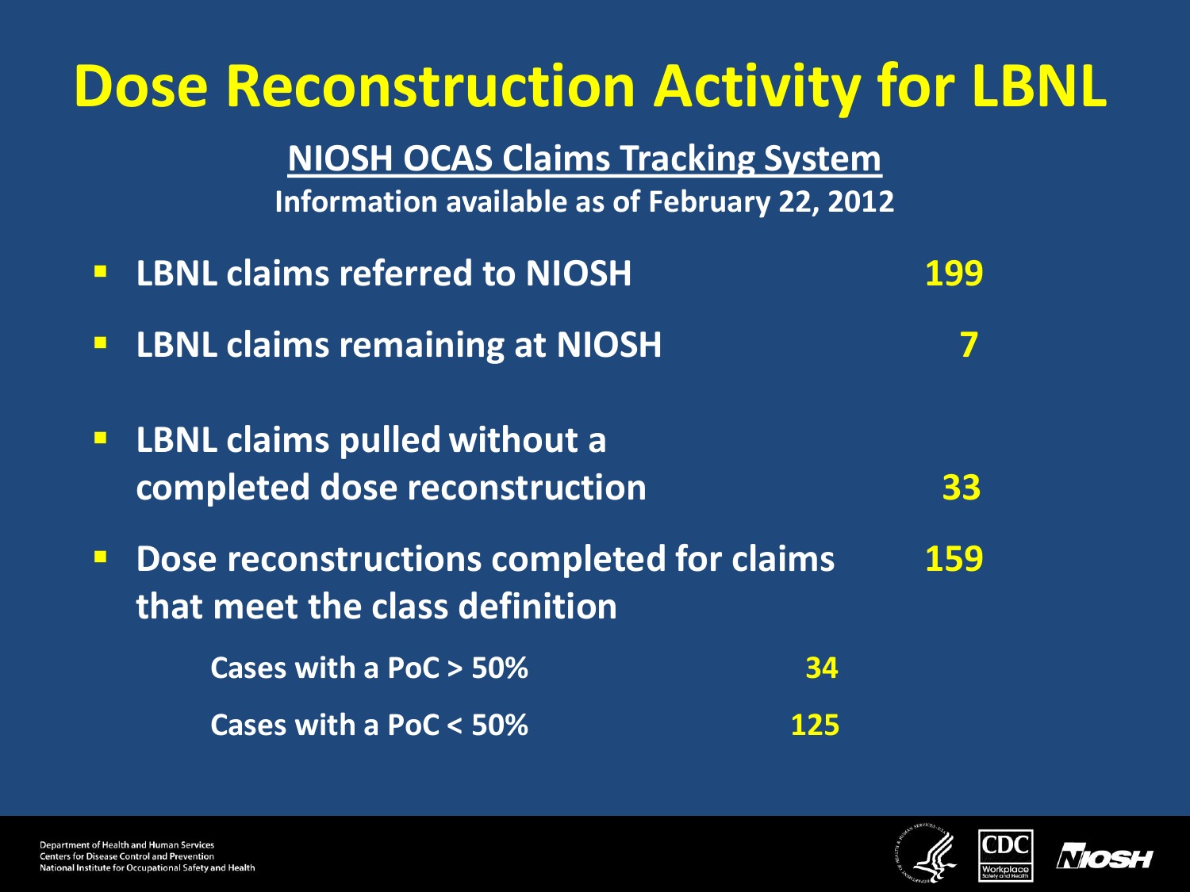# Dose Reconstruction Activity for LBNL

**NIOSH OCAS Claims Tracking System**

**Information available as of February 22, 2012**

- **LBNL claims referred to NIOSH** — **199**
- **LBNL claims remaining at NIOSH** — **7**
- **LBNL claims pulled without a completed dose reconstruction** — **33**
- **Dose reconstructions completed for claims that meet the class definition** — **159**
    - **Cases with a PoC > 50%** — **34**
    - **Cases with a PoC < 50%** — **125**

Department of Health and Human Services
Centers for Disease Control and Prevention
National Institute for Occupational Safety and Health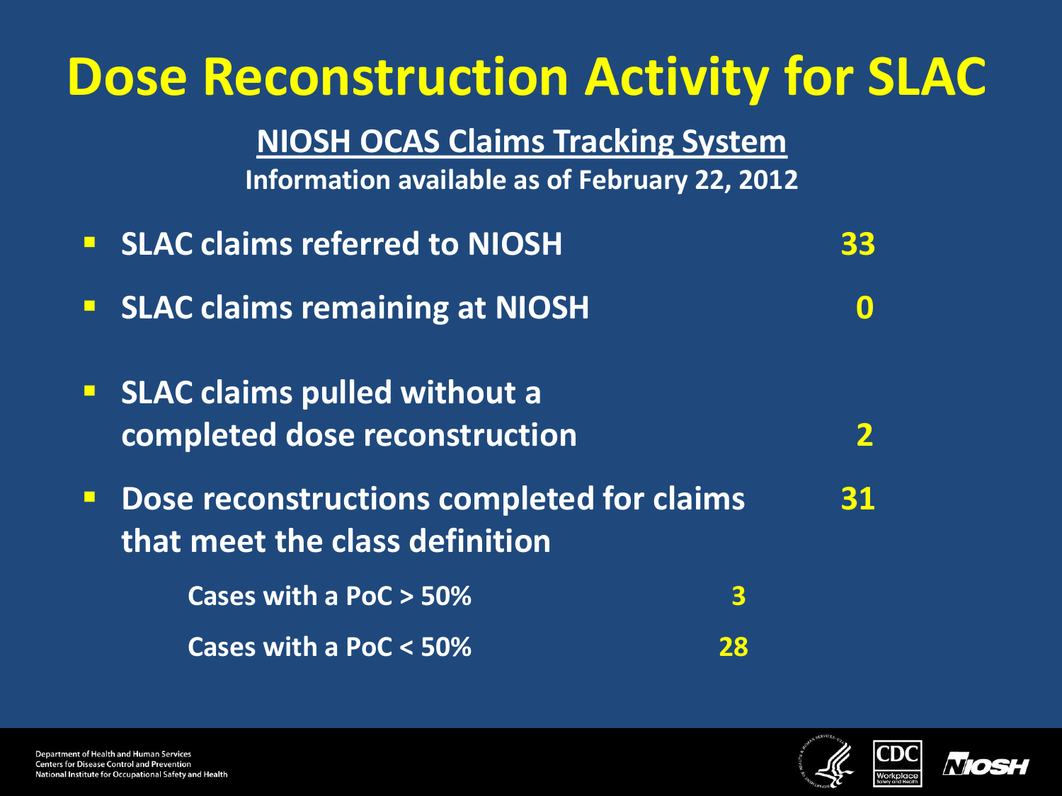# Dose Reconstruction Activity for SLAC

**NIOSH OCAS Claims Tracking System**

**Information available as of February 22, 2012**

| | | |
|---|---|---|
| SLAC claims referred to NIOSH | | 33 |
| SLAC claims remaining at NIOSH | | 0 |
| SLAC claims pulled without a completed dose reconstruction | | 2 |
| Dose reconstructions completed for claims that meet the class definition | | 31 |
| Cases with a PoC > 50% | 3 | |
| Cases with a PoC < 50% | 28 | |

Department of Health and Human Services
Centers for Disease Control and Prevention
National Institute for Occupational Safety and Health